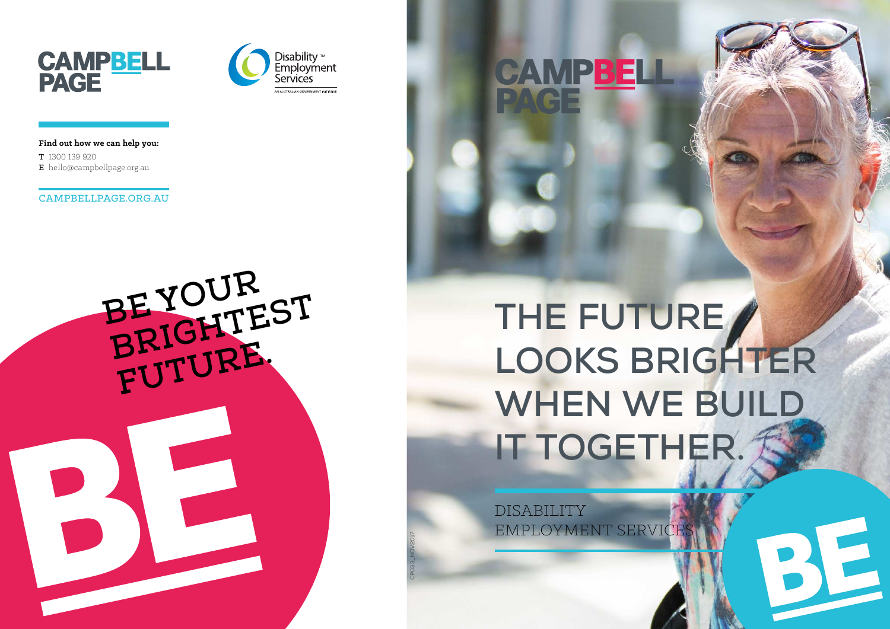CAMPBELL PAGE

Disability Employment Services

AN AUSTRALIAN GOVERNMENT INITIATIVE

**Find out how we can help you:**

**T** 1300 139 920
**E** hello@campbellpage.org.au

CAMPBELLPAGE.ORG.AU

# BE YOUR BRIGHTEST FUTURE.

BE

CP033_NOV2017

CAMPBELL PAGE

# THE FUTURE LOOKS BRIGHTER WHEN WE BUILD IT TOGETHER.

DISABILITY EMPLOYMENT SERVICES

BE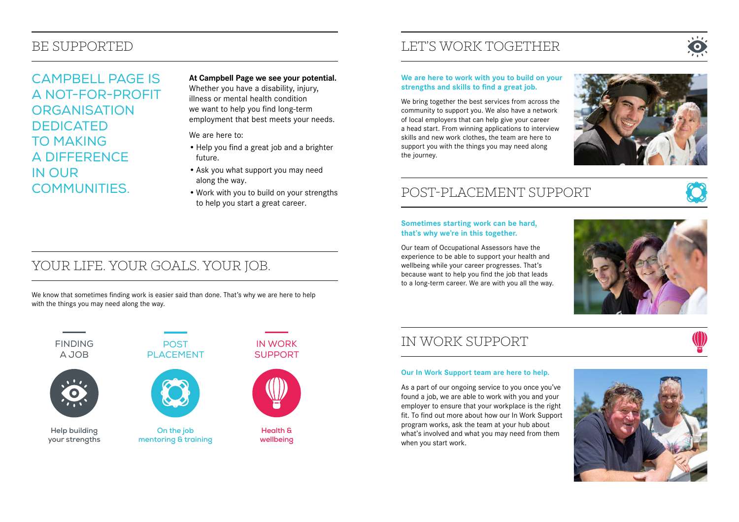## BE SUPPORTED

CAMPBELL PAGE IS A NOT-FOR-PROFIT ORGANISATION DEDICATED TO MAKING A DIFFERENCE IN OUR COMMUNITIES.

**At Campbell Page we see your potential.** Whether you have a disability, injury, illness or mental health condition we want to help you find long-term employment that best meets your needs.

We are here to:

- Help you find a great job and a brighter future.
- Ask you what support you may need along the way.
- Work with you to build on your strengths to help you start a great career.

## YOUR LIFE. YOUR GOALS. YOUR JOB.

We know that sometimes finding work is easier said than done. That's why we are here to help with the things you may need along the way.

FINDING A JOB

Help building your strengths

POST PLACEMENT

On the job mentoring & training

IN WORK SUPPORT

Health & wellbeing

## LET'S WORK TOGETHER

**We are here to work with you to build on your strengths and skills to find a great job.**

We bring together the best services from across the community to support you. We also have a network of local employers that can help give your career a head start. From winning applications to interview skills and new work clothes, the team are here to support you with the things you may need along the journey.

## POST-PLACEMENT SUPPORT

**Sometimes starting work can be hard, that's why we're in this together.**

Our team of Occupational Assessors have the experience to be able to support your health and wellbeing while your career progresses. That's because want to help you find the job that leads to a long-term career. We are with you all the way.

## IN WORK SUPPORT

**Our In Work Support team are here to help.**

As a part of our ongoing service to you once you've found a job, we are able to work with you and your employer to ensure that your workplace is the right fit. To find out more about how our In Work Support program works, ask the team at your hub about what's involved and what you may need from them when you start work.